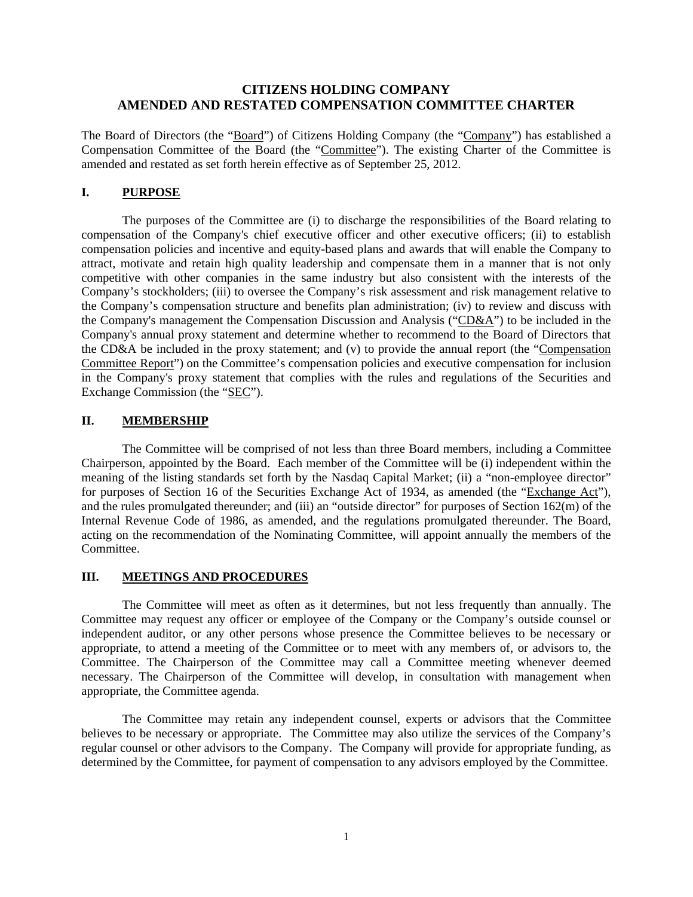# CITIZENS HOLDING COMPANY
# AMENDED AND RESTATED COMPENSATION COMMITTEE CHARTER

The Board of Directors (the "Board") of Citizens Holding Company (the "Company") has established a Compensation Committee of the Board (the "Committee"). The existing Charter of the Committee is amended and restated as set forth herein effective as of September 25, 2012.

## I. PURPOSE

The purposes of the Committee are (i) to discharge the responsibilities of the Board relating to compensation of the Company's chief executive officer and other executive officers; (ii) to establish compensation policies and incentive and equity-based plans and awards that will enable the Company to attract, motivate and retain high quality leadership and compensate them in a manner that is not only competitive with other companies in the same industry but also consistent with the interests of the Company's stockholders; (iii) to oversee the Company's risk assessment and risk management relative to the Company's compensation structure and benefits plan administration; (iv) to review and discuss with the Company's management the Compensation Discussion and Analysis ("CD&A") to be included in the Company's annual proxy statement and determine whether to recommend to the Board of Directors that the CD&A be included in the proxy statement; and (v) to provide the annual report (the "Compensation Committee Report") on the Committee's compensation policies and executive compensation for inclusion in the Company's proxy statement that complies with the rules and regulations of the Securities and Exchange Commission (the "SEC").

## II. MEMBERSHIP

The Committee will be comprised of not less than three Board members, including a Committee Chairperson, appointed by the Board. Each member of the Committee will be (i) independent within the meaning of the listing standards set forth by the Nasdaq Capital Market; (ii) a "non-employee director" for purposes of Section 16 of the Securities Exchange Act of 1934, as amended (the "Exchange Act"), and the rules promulgated thereunder; and (iii) an "outside director" for purposes of Section 162(m) of the Internal Revenue Code of 1986, as amended, and the regulations promulgated thereunder. The Board, acting on the recommendation of the Nominating Committee, will appoint annually the members of the Committee.

## III. MEETINGS AND PROCEDURES

The Committee will meet as often as it determines, but not less frequently than annually. The Committee may request any officer or employee of the Company or the Company's outside counsel or independent auditor, or any other persons whose presence the Committee believes to be necessary or appropriate, to attend a meeting of the Committee or to meet with any members of, or advisors to, the Committee. The Chairperson of the Committee may call a Committee meeting whenever deemed necessary. The Chairperson of the Committee will develop, in consultation with management when appropriate, the Committee agenda.

The Committee may retain any independent counsel, experts or advisors that the Committee believes to be necessary or appropriate. The Committee may also utilize the services of the Company's regular counsel or other advisors to the Company. The Company will provide for appropriate funding, as determined by the Committee, for payment of compensation to any advisors employed by the Committee.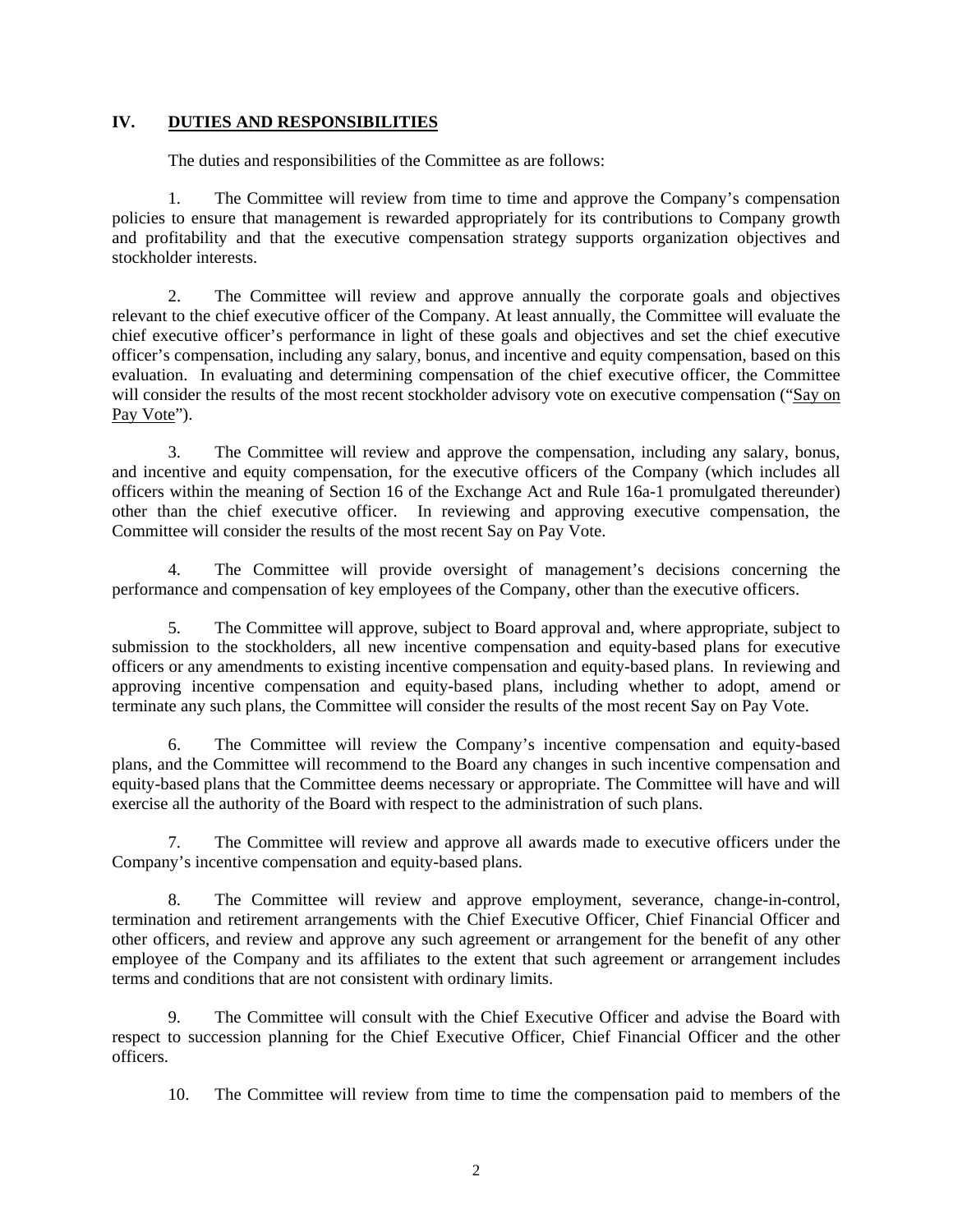## IV. DUTIES AND RESPONSIBILITIES

The duties and responsibilities of the Committee as are follows:

1. The Committee will review from time to time and approve the Company's compensation policies to ensure that management is rewarded appropriately for its contributions to Company growth and profitability and that the executive compensation strategy supports organization objectives and stockholder interests.

2. The Committee will review and approve annually the corporate goals and objectives relevant to the chief executive officer of the Company. At least annually, the Committee will evaluate the chief executive officer's performance in light of these goals and objectives and set the chief executive officer's compensation, including any salary, bonus, and incentive and equity compensation, based on this evaluation. In evaluating and determining compensation of the chief executive officer, the Committee will consider the results of the most recent stockholder advisory vote on executive compensation ("Say on Pay Vote").

3. The Committee will review and approve the compensation, including any salary, bonus, and incentive and equity compensation, for the executive officers of the Company (which includes all officers within the meaning of Section 16 of the Exchange Act and Rule 16a-1 promulgated thereunder) other than the chief executive officer. In reviewing and approving executive compensation, the Committee will consider the results of the most recent Say on Pay Vote.

4. The Committee will provide oversight of management's decisions concerning the performance and compensation of key employees of the Company, other than the executive officers.

5. The Committee will approve, subject to Board approval and, where appropriate, subject to submission to the stockholders, all new incentive compensation and equity-based plans for executive officers or any amendments to existing incentive compensation and equity-based plans. In reviewing and approving incentive compensation and equity-based plans, including whether to adopt, amend or terminate any such plans, the Committee will consider the results of the most recent Say on Pay Vote.

6. The Committee will review the Company's incentive compensation and equity-based plans, and the Committee will recommend to the Board any changes in such incentive compensation and equity-based plans that the Committee deems necessary or appropriate. The Committee will have and will exercise all the authority of the Board with respect to the administration of such plans.

7. The Committee will review and approve all awards made to executive officers under the Company's incentive compensation and equity-based plans.

8. The Committee will review and approve employment, severance, change-in-control, termination and retirement arrangements with the Chief Executive Officer, Chief Financial Officer and other officers, and review and approve any such agreement or arrangement for the benefit of any other employee of the Company and its affiliates to the extent that such agreement or arrangement includes terms and conditions that are not consistent with ordinary limits.

9. The Committee will consult with the Chief Executive Officer and advise the Board with respect to succession planning for the Chief Executive Officer, Chief Financial Officer and the other officers.

10. The Committee will review from time to time the compensation paid to members of the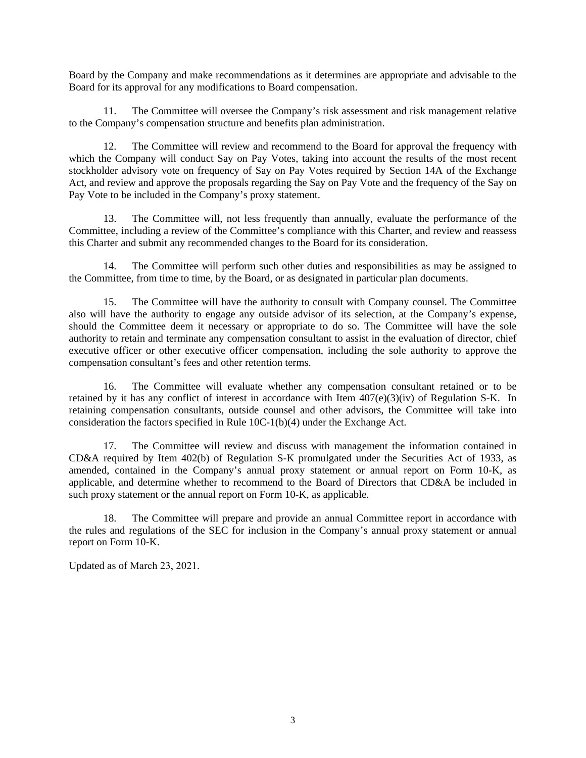Board by the Company and make recommendations as it determines are appropriate and advisable to the Board for its approval for any modifications to Board compensation.

11. The Committee will oversee the Company's risk assessment and risk management relative to the Company's compensation structure and benefits plan administration.

12. The Committee will review and recommend to the Board for approval the frequency with which the Company will conduct Say on Pay Votes, taking into account the results of the most recent stockholder advisory vote on frequency of Say on Pay Votes required by Section 14A of the Exchange Act, and review and approve the proposals regarding the Say on Pay Vote and the frequency of the Say on Pay Vote to be included in the Company's proxy statement.

13. The Committee will, not less frequently than annually, evaluate the performance of the Committee, including a review of the Committee's compliance with this Charter, and review and reassess this Charter and submit any recommended changes to the Board for its consideration.

14. The Committee will perform such other duties and responsibilities as may be assigned to the Committee, from time to time, by the Board, or as designated in particular plan documents.

15. The Committee will have the authority to consult with Company counsel. The Committee also will have the authority to engage any outside advisor of its selection, at the Company's expense, should the Committee deem it necessary or appropriate to do so. The Committee will have the sole authority to retain and terminate any compensation consultant to assist in the evaluation of director, chief executive officer or other executive officer compensation, including the sole authority to approve the compensation consultant's fees and other retention terms.

16. The Committee will evaluate whether any compensation consultant retained or to be retained by it has any conflict of interest in accordance with Item 407(e)(3)(iv) of Regulation S-K. In retaining compensation consultants, outside counsel and other advisors, the Committee will take into consideration the factors specified in Rule 10C-1(b)(4) under the Exchange Act.

17. The Committee will review and discuss with management the information contained in CD&A required by Item 402(b) of Regulation S-K promulgated under the Securities Act of 1933, as amended, contained in the Company's annual proxy statement or annual report on Form 10-K, as applicable, and determine whether to recommend to the Board of Directors that CD&A be included in such proxy statement or the annual report on Form 10-K, as applicable.

18. The Committee will prepare and provide an annual Committee report in accordance with the rules and regulations of the SEC for inclusion in the Company's annual proxy statement or annual report on Form 10-K.

Updated as of March 23, 2021.